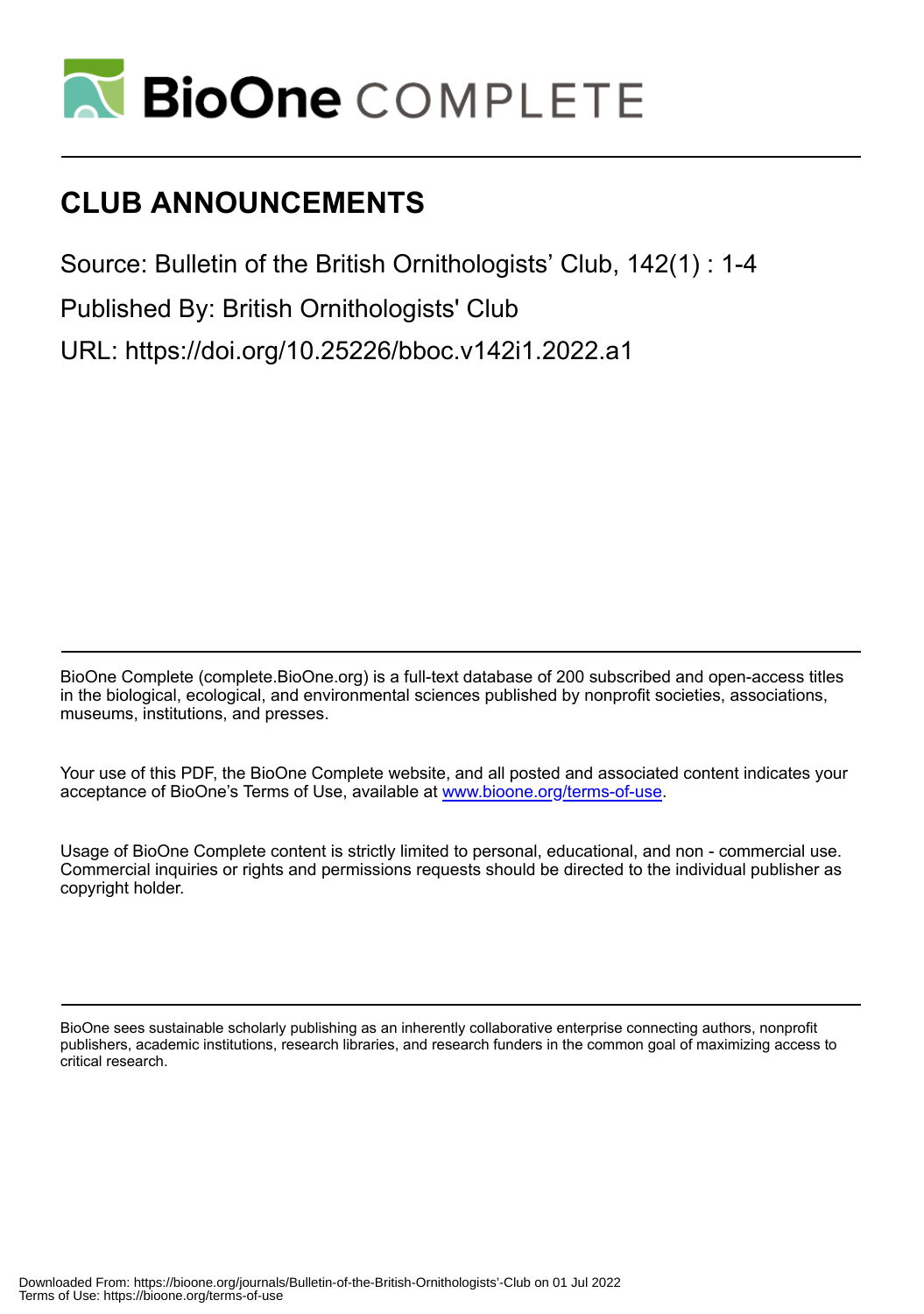# BioOne COMPLETE

# CLUB ANNOUNCEMENTS

Source: Bulletin of the British Ornithologists' Club, 142(1) : 1-4

Published By: British Ornithologists' Club

URL: https://doi.org/10.25226/bboc.v142i1.2022.a1

BioOne Complete (complete.BioOne.org) is a full-text database of 200 subscribed and open-access titles in the biological, ecological, and environmental sciences published by nonprofit societies, associations, museums, institutions, and presses.

Your use of this PDF, the BioOne Complete website, and all posted and associated content indicates your acceptance of BioOne's Terms of Use, available at www.bioone.org/terms-of-use.

Usage of BioOne Complete content is strictly limited to personal, educational, and non - commercial use. Commercial inquiries or rights and permissions requests should be directed to the individual publisher as copyright holder.

BioOne sees sustainable scholarly publishing as an inherently collaborative enterprise connecting authors, nonprofit publishers, academic institutions, research libraries, and research funders in the common goal of maximizing access to critical research.

Downloaded From: https://bioone.org/journals/Bulletin-of-the-British-Ornithologists'-Club on 01 Jul 2022
Terms of Use: https://bioone.org/terms-of-use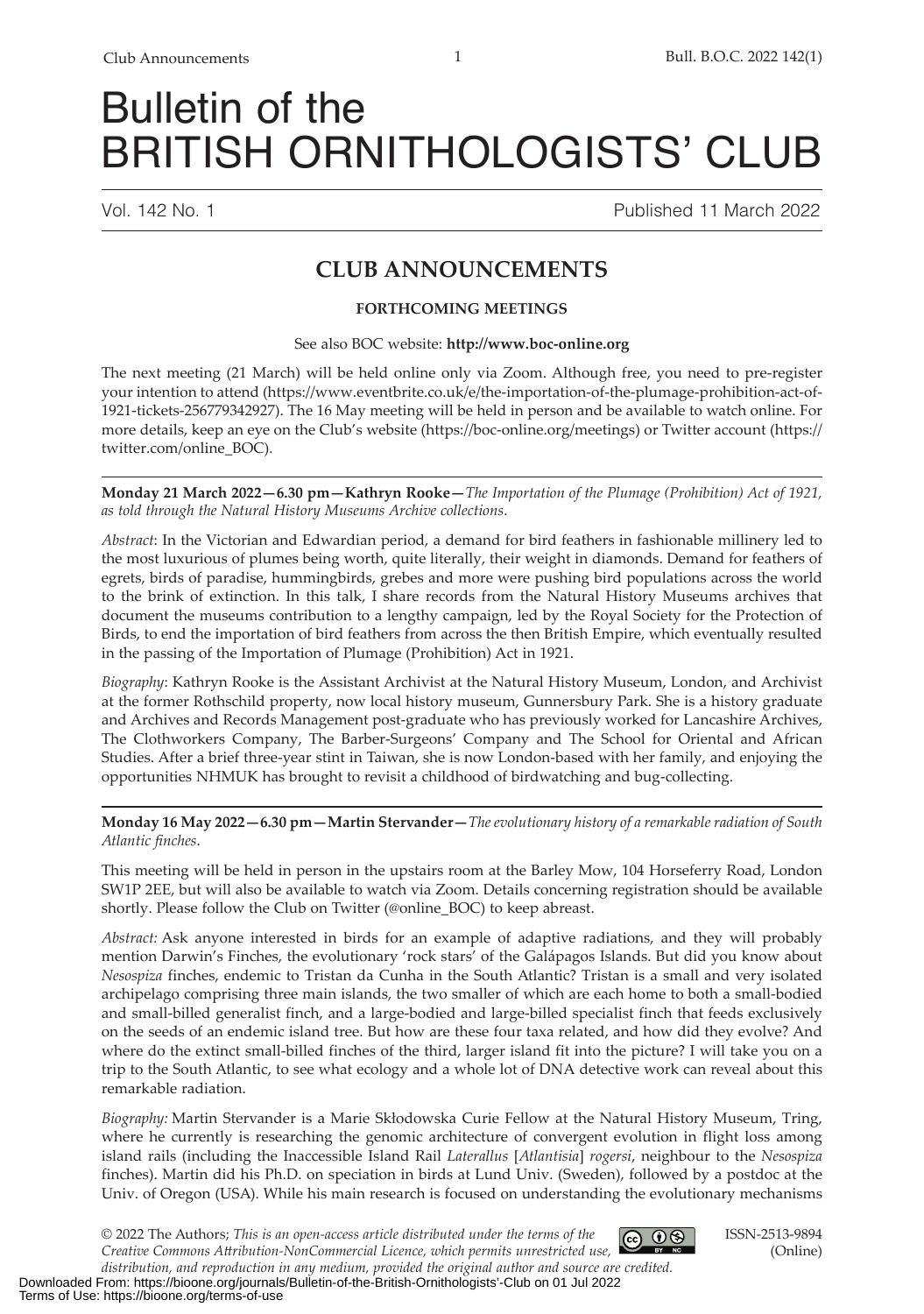# Bulletin of the BRITISH ORNITHOLOGISTS' CLUB

Vol. 142 No. 1 Published 11 March 2022

## CLUB ANNOUNCEMENTS

### FORTHCOMING MEETINGS

See also BOC website: **http://www.boc-online.org**

The next meeting (21 March) will be held online only via Zoom. Although free, you need to pre-register your intention to attend (https://www.eventbrite.co.uk/e/the-importation-of-the-plumage-prohibition-act-of-1921-tickets-256779342927). The 16 May meeting will be held in person and be available to watch online. For more details, keep an eye on the Club's website (https://boc-online.org/meetings) or Twitter account (https://twitter.com/online_BOC).

---

**Monday 21 March 2022—6.30 pm—Kathryn Rooke—***The Importation of the Plumage (Prohibition) Act of 1921, as told through the Natural History Museums Archive collections*.

*Abstract*: In the Victorian and Edwardian period, a demand for bird feathers in fashionable millinery led to the most luxurious of plumes being worth, quite literally, their weight in diamonds. Demand for feathers of egrets, birds of paradise, hummingbirds, grebes and more were pushing bird populations across the world to the brink of extinction. In this talk, I share records from the Natural History Museums archives that document the museums contribution to a lengthy campaign, led by the Royal Society for the Protection of Birds, to end the importation of bird feathers from across the then British Empire, which eventually resulted in the passing of the Importation of Plumage (Prohibition) Act in 1921.

*Biography*: Kathryn Rooke is the Assistant Archivist at the Natural History Museum, London, and Archivist at the former Rothschild property, now local history museum, Gunnersbury Park. She is a history graduate and Archives and Records Management post-graduate who has previously worked for Lancashire Archives, The Clothworkers Company, The Barber-Surgeons' Company and The School for Oriental and African Studies. After a brief three-year stint in Taiwan, she is now London-based with her family, and enjoying the opportunities NHMUK has brought to revisit a childhood of birdwatching and bug-collecting.

---

**Monday 16 May 2022—6.30 pm—Martin Stervander—***The evolutionary history of a remarkable radiation of South Atlantic finches*.

This meeting will be held in person in the upstairs room at the Barley Mow, 104 Horseferry Road, London SW1P 2EE, but will also be available to watch via Zoom. Details concerning registration should be available shortly. Please follow the Club on Twitter (@online_BOC) to keep abreast.

*Abstract:* Ask anyone interested in birds for an example of adaptive radiations, and they will probably mention Darwin's Finches, the evolutionary 'rock stars' of the Galápagos Islands. But did you know about *Nesospiza* finches, endemic to Tristan da Cunha in the South Atlantic? Tristan is a small and very isolated archipelago comprising three main islands, the two smaller of which are each home to both a small-bodied and small-billed generalist finch, and a large-bodied and large-billed specialist finch that feeds exclusively on the seeds of an endemic island tree. But how are these four taxa related, and how did they evolve? And where do the extinct small-billed finches of the third, larger island fit into the picture? I will take you on a trip to the South Atlantic, to see what ecology and a whole lot of DNA detective work can reveal about this remarkable radiation.

*Biography:* Martin Stervander is a Marie Skłodowska Curie Fellow at the Natural History Museum, Tring, where he currently is researching the genomic architecture of convergent evolution in flight loss among island rails (including the Inaccessible Island Rail *Laterallus* [*Atlantisia*] *rogersi*, neighbour to the *Nesospiza* finches). Martin did his Ph.D. on speciation in birds at Lund Univ. (Sweden), followed by a postdoc at the Univ. of Oregon (USA). While his main research is focused on understanding the evolutionary mechanisms

© 2022 The Authors; *This is an open-access article distributed under the terms of the Creative Commons Attribution-NonCommercial Licence, which permits unrestricted use, distribution, and reproduction in any medium, provided the original author and source are credited.*

ISSN-2513-9894 (Online)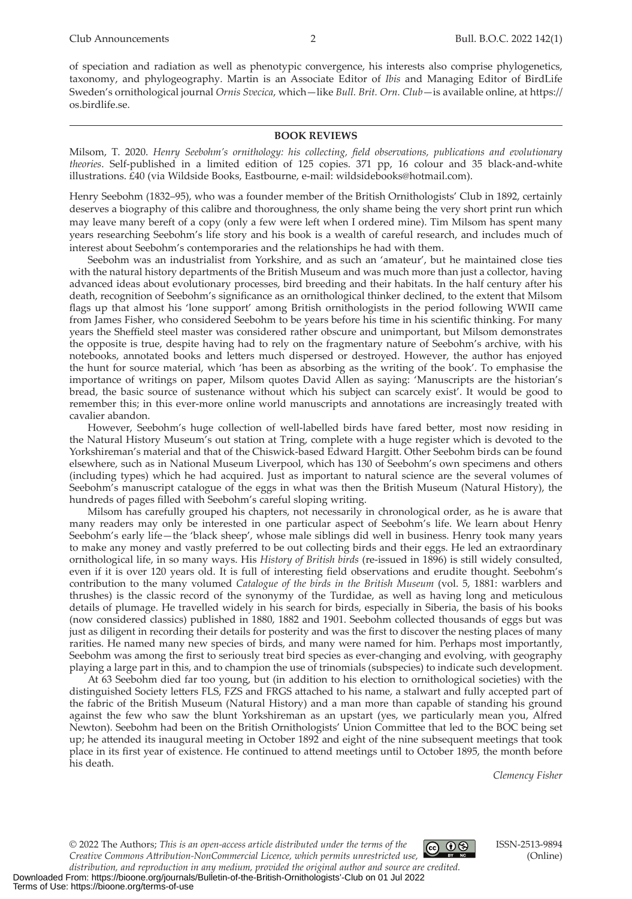of speciation and radiation as well as phenotypic convergence, his interests also comprise phylogenetics, taxonomy, and phylogeography. Martin is an Associate Editor of *Ibis* and Managing Editor of BirdLife Sweden's ornithological journal *Ornis Svecica*, which—like *Bull. Brit. Orn. Club*—is available online, at https://os.birdlife.se.

## BOOK REVIEWS

Milsom, T. 2020. *Henry Seebohm's ornithology: his collecting, field observations, publications and evolutionary theories*. Self-published in a limited edition of 125 copies. 371 pp, 16 colour and 35 black-and-white illustrations. £40 (via Wildside Books, Eastbourne, e-mail: wildsidebooks@hotmail.com).

Henry Seebohm (1832–95), who was a founder member of the British Ornithologists' Club in 1892, certainly deserves a biography of this calibre and thoroughness, the only shame being the very short print run which may leave many bereft of a copy (only a few were left when I ordered mine). Tim Milsom has spent many years researching Seebohm's life story and his book is a wealth of careful research, and includes much of interest about Seebohm's contemporaries and the relationships he had with them.

Seebohm was an industrialist from Yorkshire, and as such an 'amateur', but he maintained close ties with the natural history departments of the British Museum and was much more than just a collector, having advanced ideas about evolutionary processes, bird breeding and their habitats. In the half century after his death, recognition of Seebohm's significance as an ornithological thinker declined, to the extent that Milsom flags up that almost his 'lone support' among British ornithologists in the period following WWII came from James Fisher, who considered Seebohm to be years before his time in his scientific thinking. For many years the Sheffield steel master was considered rather obscure and unimportant, but Milsom demonstrates the opposite is true, despite having had to rely on the fragmentary nature of Seebohm's archive, with his notebooks, annotated books and letters much dispersed or destroyed. However, the author has enjoyed the hunt for source material, which 'has been as absorbing as the writing of the book'. To emphasise the importance of writings on paper, Milsom quotes David Allen as saying: 'Manuscripts are the historian's bread, the basic source of sustenance without which his subject can scarcely exist'. It would be good to remember this; in this ever-more online world manuscripts and annotations are increasingly treated with cavalier abandon.

However, Seebohm's huge collection of well-labelled birds have fared better, most now residing in the Natural History Museum's out station at Tring, complete with a huge register which is devoted to the Yorkshireman's material and that of the Chiswick-based Edward Hargitt. Other Seebohm birds can be found elsewhere, such as in National Museum Liverpool, which has 130 of Seebohm's own specimens and others (including types) which he had acquired. Just as important to natural science are the several volumes of Seebohm's manuscript catalogue of the eggs in what was then the British Museum (Natural History), the hundreds of pages filled with Seebohm's careful sloping writing.

Milsom has carefully grouped his chapters, not necessarily in chronological order, as he is aware that many readers may only be interested in one particular aspect of Seebohm's life. We learn about Henry Seebohm's early life—the 'black sheep', whose male siblings did well in business. Henry took many years to make any money and vastly preferred to be out collecting birds and their eggs. He led an extraordinary ornithological life, in so many ways. His *History of British birds* (re-issued in 1896) is still widely consulted, even if it is over 120 years old. It is full of interesting field observations and erudite thought. Seebohm's contribution to the many volumed *Catalogue of the birds in the British Museum* (vol. 5, 1881: warblers and thrushes) is the classic record of the synonymy of the Turdidae, as well as having long and meticulous details of plumage. He travelled widely in his search for birds, especially in Siberia, the basis of his books (now considered classics) published in 1880, 1882 and 1901. Seebohm collected thousands of eggs but was just as diligent in recording their details for posterity and was the first to discover the nesting places of many rarities. He named many new species of birds, and many were named for him. Perhaps most importantly, Seebohm was among the first to seriously treat bird species as ever-changing and evolving, with geography playing a large part in this, and to champion the use of trinomials (subspecies) to indicate such development.

At 63 Seebohm died far too young, but (in addition to his election to ornithological societies) with the distinguished Society letters FLS, FZS and FRGS attached to his name, a stalwart and fully accepted part of the fabric of the British Museum (Natural History) and a man more than capable of standing his ground against the few who saw the blunt Yorkshireman as an upstart (yes, we particularly mean you, Alfred Newton). Seebohm had been on the British Ornithologists' Union Committee that led to the BOC being set up; he attended its inaugural meeting in October 1892 and eight of the nine subsequent meetings that took place in its first year of existence. He continued to attend meetings until to October 1895, the month before his death.

*Clemency Fisher*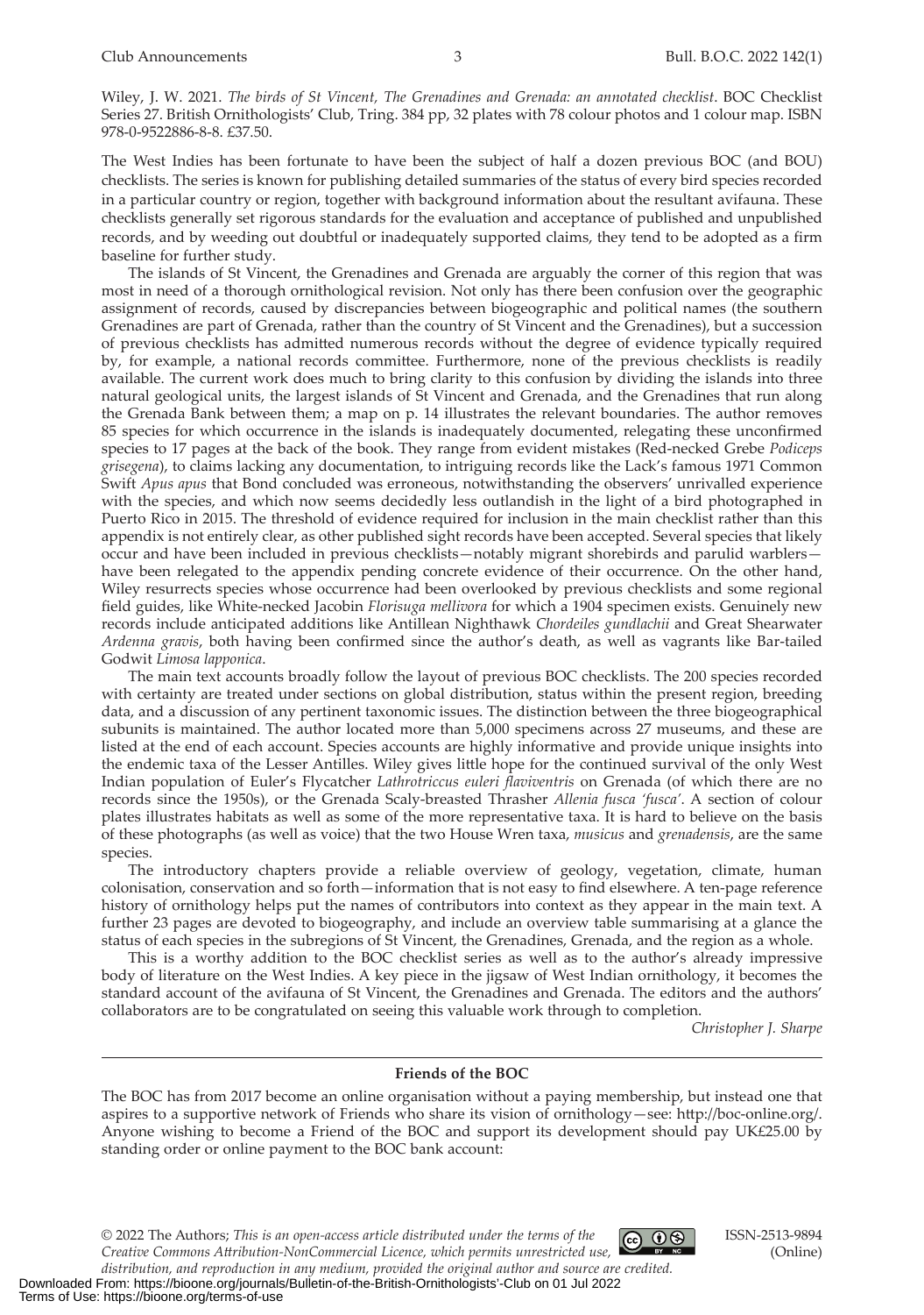Wiley, J. W. 2021. *The birds of St Vincent, The Grenadines and Grenada: an annotated checklist*. BOC Checklist Series 27. British Ornithologists' Club, Tring. 384 pp, 32 plates with 78 colour photos and 1 colour map. ISBN 978-0-9522886-8-8. £37.50.

The West Indies has been fortunate to have been the subject of half a dozen previous BOC (and BOU) checklists. The series is known for publishing detailed summaries of the status of every bird species recorded in a particular country or region, together with background information about the resultant avifauna. These checklists generally set rigorous standards for the evaluation and acceptance of published and unpublished records, and by weeding out doubtful or inadequately supported claims, they tend to be adopted as a firm baseline for further study.

The islands of St Vincent, the Grenadines and Grenada are arguably the corner of this region that was most in need of a thorough ornithological revision. Not only has there been confusion over the geographic assignment of records, caused by discrepancies between biogeographic and political names (the southern Grenadines are part of Grenada, rather than the country of St Vincent and the Grenadines), but a succession of previous checklists has admitted numerous records without the degree of evidence typically required by, for example, a national records committee. Furthermore, none of the previous checklists is readily available. The current work does much to bring clarity to this confusion by dividing the islands into three natural geological units, the largest islands of St Vincent and Grenada, and the Grenadines that run along the Grenada Bank between them; a map on p. 14 illustrates the relevant boundaries. The author removes 85 species for which occurrence in the islands is inadequately documented, relegating these unconfirmed species to 17 pages at the back of the book. They range from evident mistakes (Red-necked Grebe *Podiceps grisegena*), to claims lacking any documentation, to intriguing records like the Lack's famous 1971 Common Swift *Apus apus* that Bond concluded was erroneous, notwithstanding the observers' unrivalled experience with the species, and which now seems decidedly less outlandish in the light of a bird photographed in Puerto Rico in 2015. The threshold of evidence required for inclusion in the main checklist rather than this appendix is not entirely clear, as other published sight records have been accepted. Several species that likely occur and have been included in previous checklists—notably migrant shorebirds and parulid warblers—have been relegated to the appendix pending concrete evidence of their occurrence. On the other hand, Wiley resurrects species whose occurrence had been overlooked by previous checklists and some regional field guides, like White-necked Jacobin *Florisuga mellivora* for which a 1904 specimen exists. Genuinely new records include anticipated additions like Antillean Nighthawk *Chordeiles gundlachii* and Great Shearwater *Ardenna gravis*, both having been confirmed since the author's death, as well as vagrants like Bar-tailed Godwit *Limosa lapponica*.

The main text accounts broadly follow the layout of previous BOC checklists. The 200 species recorded with certainty are treated under sections on global distribution, status within the present region, breeding data, and a discussion of any pertinent taxonomic issues. The distinction between the three biogeographical subunits is maintained. The author located more than 5,000 specimens across 27 museums, and these are listed at the end of each account. Species accounts are highly informative and provide unique insights into the endemic taxa of the Lesser Antilles. Wiley gives little hope for the continued survival of the only West Indian population of Euler's Flycatcher *Lathrotriccus euleri flaviventris* on Grenada (of which there are no records since the 1950s), or the Grenada Scaly-breasted Thrasher *Allenia fusca 'fusca'*. A section of colour plates illustrates habitats as well as some of the more representative taxa. It is hard to believe on the basis of these photographs (as well as voice) that the two House Wren taxa, *musicus* and *grenadensis*, are the same species.

The introductory chapters provide a reliable overview of geology, vegetation, climate, human colonisation, conservation and so forth—information that is not easy to find elsewhere. A ten-page reference history of ornithology helps put the names of contributors into context as they appear in the main text. A further 23 pages are devoted to biogeography, and include an overview table summarising at a glance the status of each species in the subregions of St Vincent, the Grenadines, Grenada, and the region as a whole.

This is a worthy addition to the BOC checklist series as well as to the author's already impressive body of literature on the West Indies. A key piece in the jigsaw of West Indian ornithology, it becomes the standard account of the avifauna of St Vincent, the Grenadines and Grenada. The editors and the authors' collaborators are to be congratulated on seeing this valuable work through to completion.

*Christopher J. Sharpe*

---

**Friends of the BOC**

The BOC has from 2017 become an online organisation without a paying membership, but instead one that aspires to a supportive network of Friends who share its vision of ornithology—see: http://boc-online.org/. Anyone wishing to become a Friend of the BOC and support its development should pay UK£25.00 by standing order or online payment to the BOC bank account: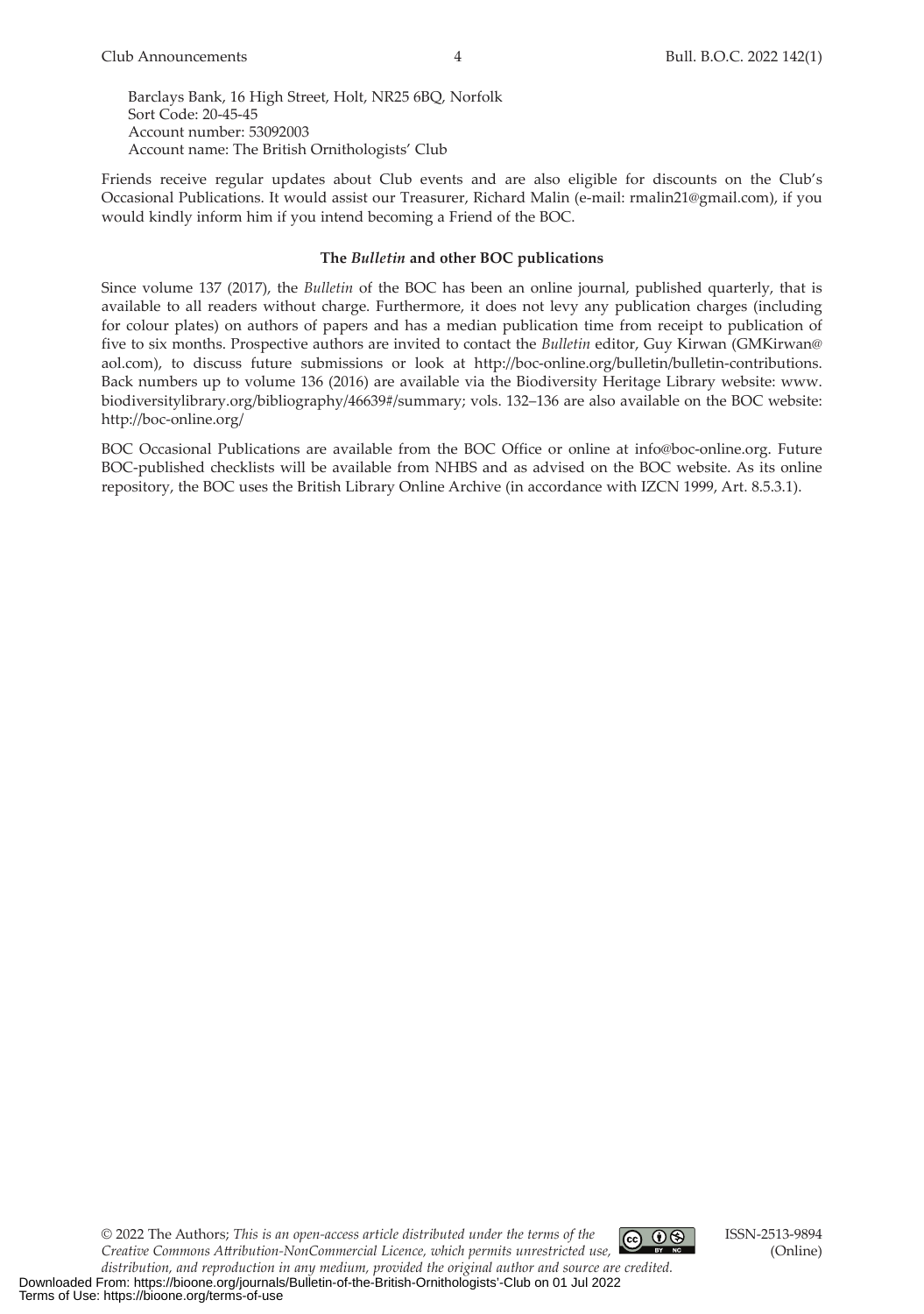Barclays Bank, 16 High Street, Holt, NR25 6BQ, Norfolk
Sort Code: 20-45-45
Account number: 53092003
Account name: The British Ornithologists' Club

Friends receive regular updates about Club events and are also eligible for discounts on the Club's Occasional Publications. It would assist our Treasurer, Richard Malin (e-mail: rmalin21@gmail.com), if you would kindly inform him if you intend becoming a Friend of the BOC.

### The *Bulletin* and other BOC publications

Since volume 137 (2017), the *Bulletin* of the BOC has been an online journal, published quarterly, that is available to all readers without charge. Furthermore, it does not levy any publication charges (including for colour plates) on authors of papers and has a median publication time from receipt to publication of five to six months. Prospective authors are invited to contact the *Bulletin* editor, Guy Kirwan (GMKirwan@aol.com), to discuss future submissions or look at http://boc-online.org/bulletin/bulletin-contributions. Back numbers up to volume 136 (2016) are available via the Biodiversity Heritage Library website: www.biodiversitylibrary.org/bibliography/46639#/summary; vols. 132–136 are also available on the BOC website: http://boc-online.org/

BOC Occasional Publications are available from the BOC Office or online at info@boc-online.org. Future BOC-published checklists will be available from NHBS and as advised on the BOC website. As its online repository, the BOC uses the British Library Online Archive (in accordance with IZCN 1999, Art. 8.5.3.1).

© 2022 The Authors; *This is an open-access article distributed under the terms of the Creative Commons Attribution-NonCommercial Licence, which permits unrestricted use, distribution, and reproduction in any medium, provided the original author and source are credited.*

ISSN-2513-9894 (Online)